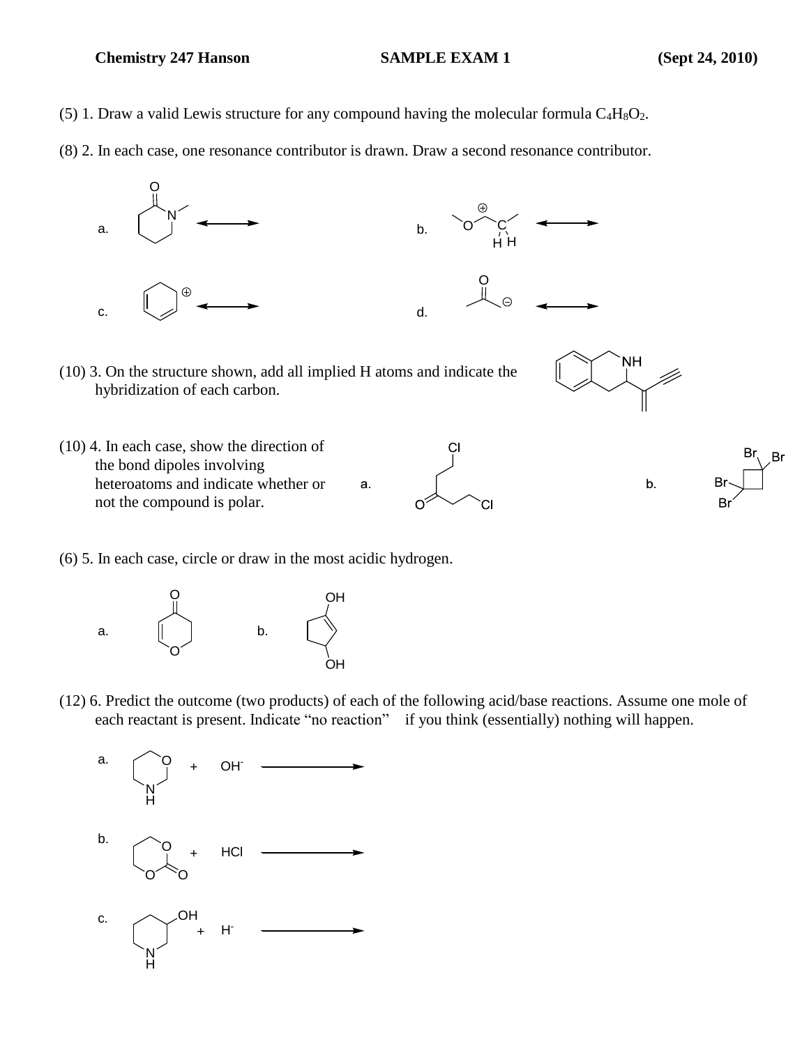**Chemistry 247 Hanson** **SAMPLE EXAM 1** **(Sept 24, 2010)**

(5) 1. Draw a valid Lewis structure for any compound having the molecular formula $C_4H_8O_2$.

(8) 2. In each case, one resonance contributor is drawn. Draw a second resonance contributor.

a. O N ⟷

b. O C ⊕ H H ⟷

c. ⊕ ⟷

d. O ⊖ ⟷

(10) 3. On the structure shown, add all implied H atoms and indicate the hybridization of each carbon.

NH

(10) 4. In each case, show the direction of the bond dipoles involving heteroatoms and indicate whether or not the compound is polar.

a. Cl O Cl

b. Br Br Br Br

(6) 5. In each case, circle or draw in the most acidic hydrogen.

a. O O

b. OH OH

(12) 6. Predict the outcome (two products) of each of the following acid/base reactions. Assume one mole of each reactant is present. Indicate "no reaction" if you think (essentially) nothing will happen.

a. O N H + $OH^-$ ⟶

b. O O O + HCl ⟶

c. OH N H + $H^-$ ⟶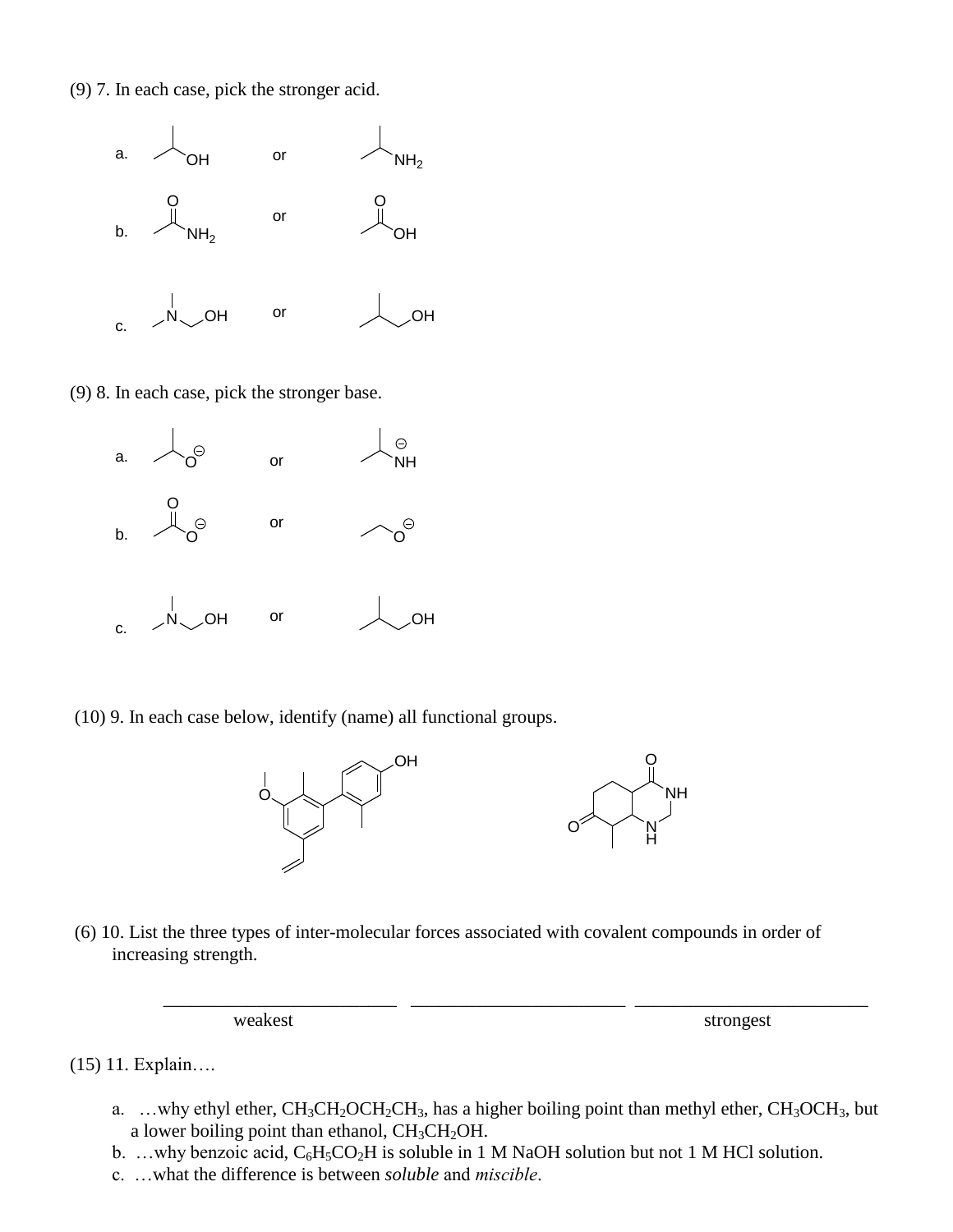(9) 7. In each case, pick the stronger acid.

a. OH or NH2

b. O NH2 or O OH

c. N OH or OH

(9) 8. In each case, pick the stronger base.

a. O⊖ or ⊖ NH

b. O O⊖ or O⊖

c. N OH or OH

(10) 9. In each case below, identify (name) all functional groups.

OH

O

O NH

O N H

(6) 10. List the three types of inter-molecular forces associated with covalent compounds in order of increasing strength.

\_\_\_\_\_\_\_\_\_\_\_\_\_\_\_\_\_\_\_\_\_\_\_\_\_ \_\_\_\_\_\_\_\_\_\_\_\_\_\_\_\_\_\_\_\_\_\_\_\_\_ \_\_\_\_\_\_\_\_\_\_\_\_\_\_\_\_\_\_\_\_\_\_\_\_\_

weakest strongest

(15) 11. Explain….

a. …why ethyl ether, $CH_3CH_2OCH_2CH_3$, has a higher boiling point than methyl ether, $CH_3OCH_3$, but a lower boiling point than ethanol, $CH_3CH_2OH$.
b. …why benzoic acid, $C_6H_5CO_2H$ is soluble in 1 M NaOH solution but not 1 M HCl solution.
c. …what the difference is between *soluble* and *miscible*.